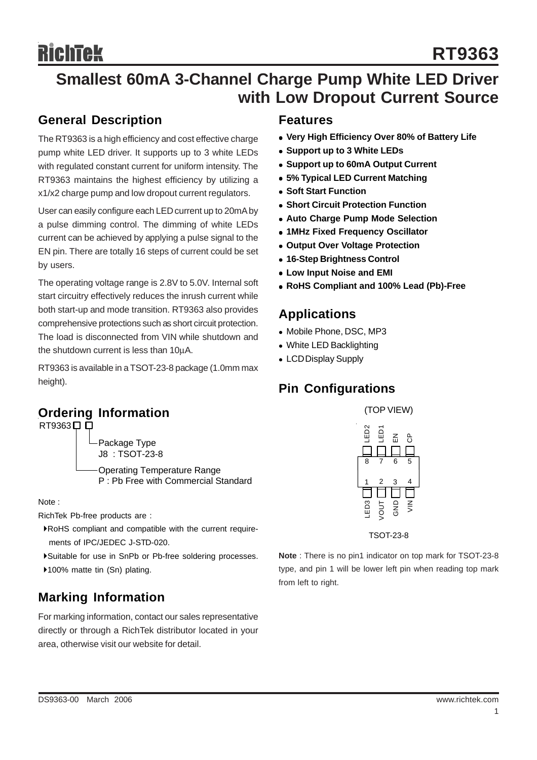# RT9363

## Smallest 60mA 3-Channel Charge Pump White LED Driver with Low Dropout Current Source

## General Description

The RT9363 is a high efficiency and cost effective charge pump white LED driver. It supports up to 3 white LEDs with regulated constant current for uniform intensity. The RT9363 maintains the highest efficiency by utilizing a x1/x2 charge pump and low dropout current regulators.

User can easily configure each LED current up to 20mA by a pulse dimming control. The dimming of white LEDs current can be achieved by applying a pulse signal to the EN pin. There are totally 16 steps of current could be set by users.

The operating voltage range is 2.8V to 5.0V. Internal soft start circuitry effectively reduces the inrush current while both start-up and mode transition. RT9363 also provides comprehensive protections such as short circuit protection. The load is disconnected from VIN while shutdown and the shutdown current is less than 10μA.

RT9363 is available in a TSOT-23-8 package (1.0mm max height).

## Ordering Information

RT9363□□

- Package Type
  J8 : TSOT-23-8
- Operating Temperature Range
  P : Pb Free with Commercial Standard

Note :

RichTek Pb-free products are :

- RoHS compliant and compatible with the current requirements of IPC/JEDEC J-STD-020.
- Suitable for use in SnPb or Pb-free soldering processes.
- 100% matte tin (Sn) plating.

## Marking Information

For marking information, contact our sales representative directly or through a RichTek distributor located in your area, otherwise visit our website for detail.

## Features

- **Very High Efficiency Over 80% of Battery Life**
- **Support up to 3 White LEDs**
- **Support up to 60mA Output Current**
- **5% Typical LED Current Matching**
- **Soft Start Function**
- **Short Circuit Protection Function**
- **Auto Charge Pump Mode Selection**
- **1MHz Fixed Frequency Oscillator**
- **Output Over Voltage Protection**
- **16-Step Brightness Control**
- **Low Input Noise and EMI**
- **RoHS Compliant and 100% Lead (Pb)-Free**

## Applications

- Mobile Phone, DSC, MP3
- White LED Backlighting
- LCD Display Supply

## Pin Configurations

(TOP VIEW)

| Pin | Name |
|---|---|
| 1 | LED3 |
| 2 | VOUT |
| 3 | GND |
| 4 | VIN |
| 5 | CP |
| 6 | EN |
| 7 | LED1 |
| 8 | LED2 |

TSOT-23-8

**Note** : There is no pin1 indicator on top mark for TSOT-23-8 type, and pin 1 will be lower left pin when reading top mark from left to right.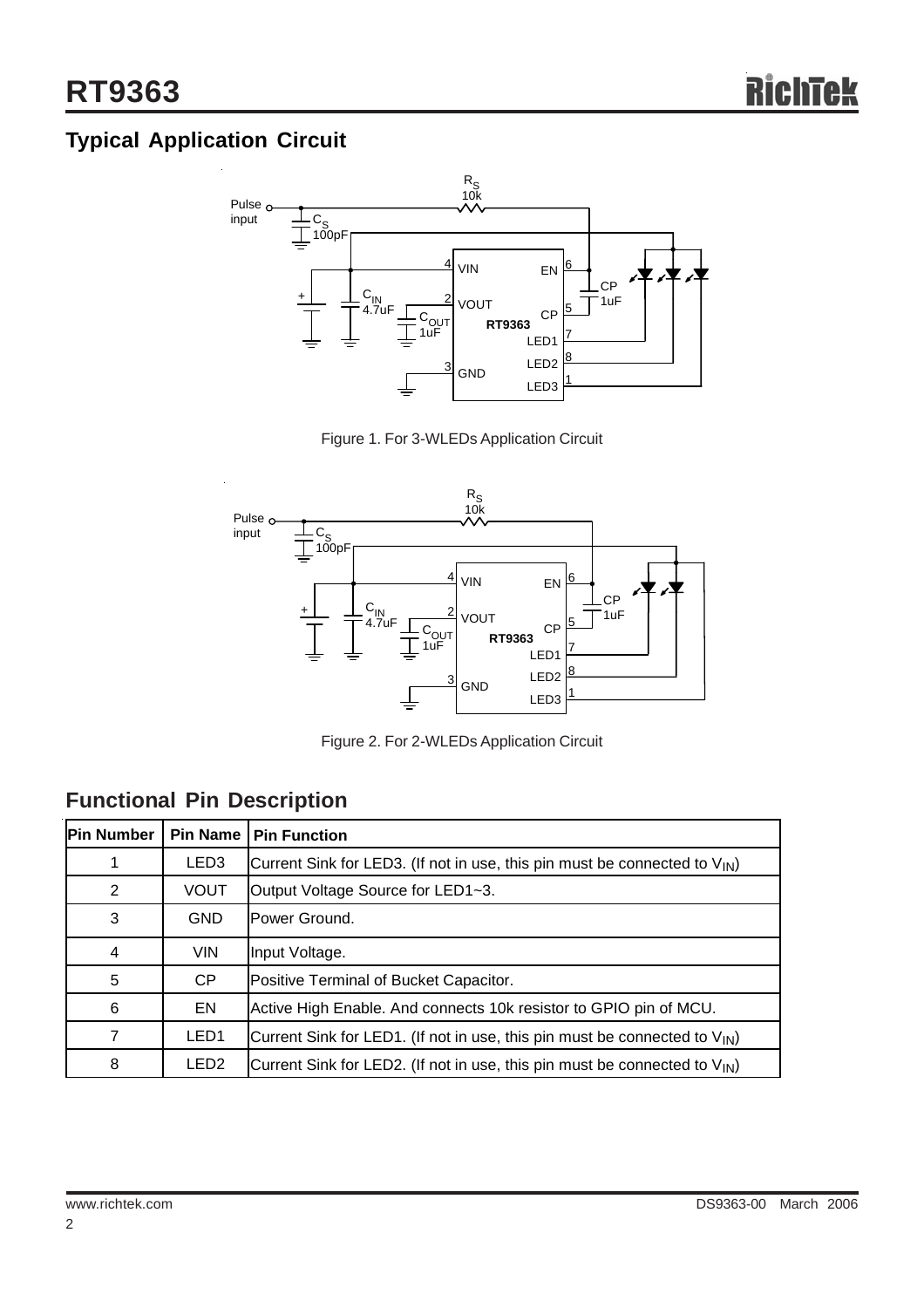## Typical Application Circuit

Figure 1. For 3-WLEDs Application Circuit

Figure 2. For 2-WLEDs Application Circuit

## Functional Pin Description

| Pin Number | Pin Name | Pin Function |
|---|---|---|
| 1 | LED3 | Current Sink for LED3. (If not in use, this pin must be connected to $V_{IN}$) |
| 2 | VOUT | Output Voltage Source for LED1~3. |
| 3 | GND | Power Ground. |
| 4 | VIN | Input Voltage. |
| 5 | CP | Positive Terminal of Bucket Capacitor. |
| 6 | EN | Active High Enable. And connects 10k resistor to GPIO pin of MCU. |
| 7 | LED1 | Current Sink for LED1. (If not in use, this pin must be connected to $V_{IN}$) |
| 8 | LED2 | Current Sink for LED2. (If not in use, this pin must be connected to $V_{IN}$) |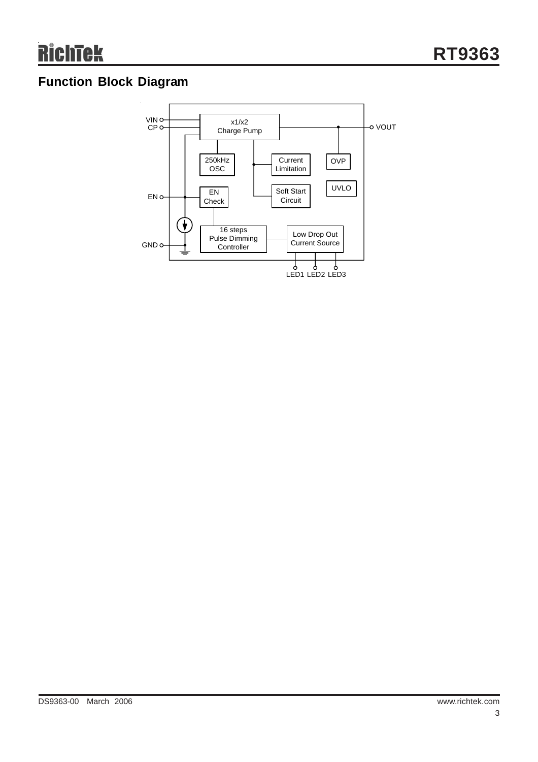## Function Block Diagram

VIN
CP
EN
GND

x1/x2 Charge Pump

VOUT

250kHz OSC

Current Limitation

OVP

UVLO

EN Check

Soft Start Circuit

16 steps Pulse Dimming Controller

Low Drop Out Current Source

LED1 LED2 LED3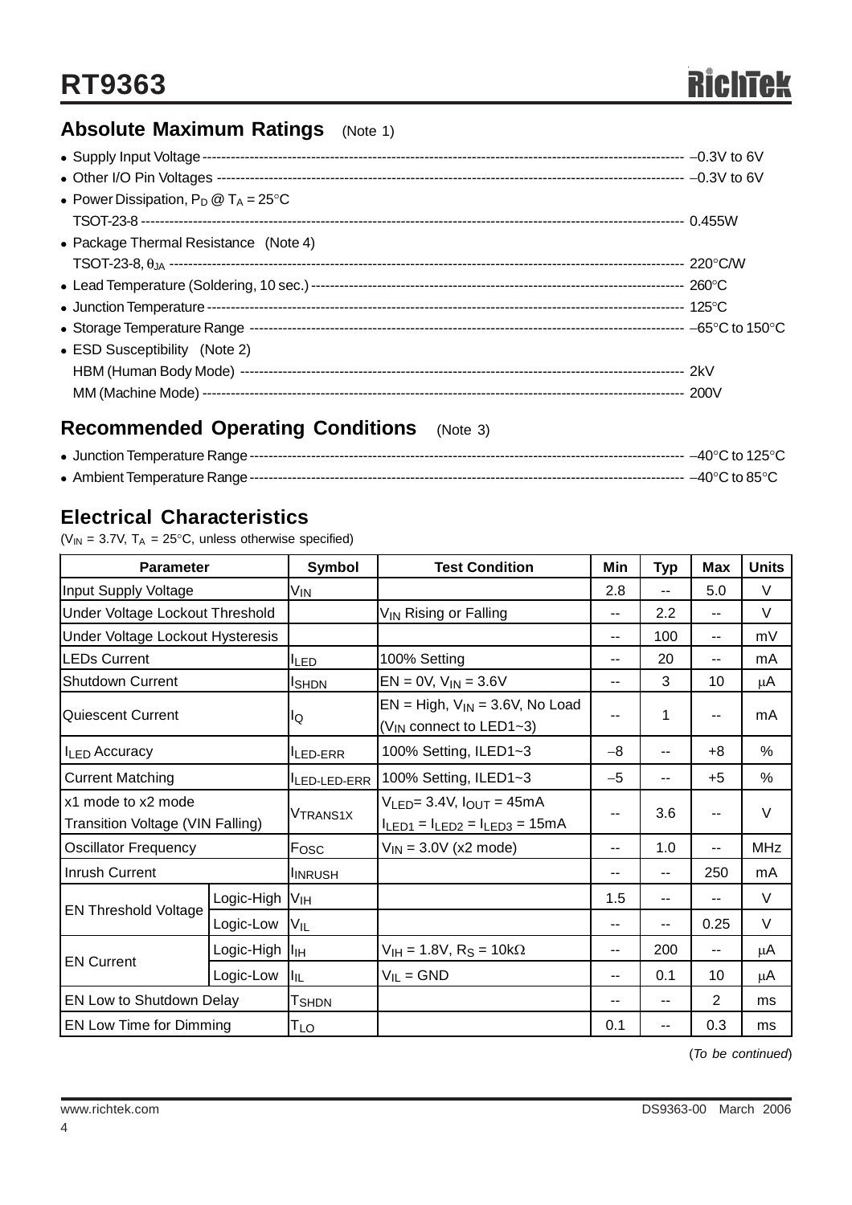## Absolute Maximum Ratings (Note 1)

- Supply Input Voltage ---------- −0.3V to 6V
- Other I/O Pin Voltages ---------- −0.3V to 6V
- Power Dissipation, $P_D$ @ $T_A$ = 25°C
  TSOT-23-8 ---------- 0.455W
- Package Thermal Resistance (Note 4)
  TSOT-23-8, $\theta_{JA}$ ---------- 220°C/W
- Lead Temperature (Soldering, 10 sec.) ---------- 260°C
- Junction Temperature ---------- 125°C
- Storage Temperature Range ---------- −65°C to 150°C
- ESD Susceptibility (Note 2)
  HBM (Human Body Mode) ---------- 2kV
  MM (Machine Mode) ---------- 200V

## Recommended Operating Conditions (Note 3)

- Junction Temperature Range ---------- −40°C to 125°C
- Ambient Temperature Range ---------- −40°C to 85°C

## Electrical Characteristics

($V_{IN}$ = 3.7V, $T_A$ = 25°C, unless otherwise specified)

| Parameter | | Symbol | Test Condition | Min | Typ | Max | Units |
|---|---|---|---|---|---|---|---|
| Input Supply Voltage | | $V_{IN}$ | | 2.8 | -- | 5.0 | V |
| Under Voltage Lockout Threshold | | | $V_{IN}$ Rising or Falling | -- | 2.2 | -- | V |
| Under Voltage Lockout Hysteresis | | | | -- | 100 | -- | mV |
| LEDs Current | | $I_{LED}$ | 100% Setting | -- | 20 | -- | mA |
| Shutdown Current | | $I_{SHDN}$ | EN = 0V, $V_{IN}$ = 3.6V | -- | 3 | 10 | μA |
| Quiescent Current | | $I_Q$ | EN = High, $V_{IN}$ = 3.6V, No Load ($V_{IN}$ connect to LED1~3) | -- | 1 | -- | mA |
| $I_{LED}$ Accuracy | | $I_{LED-ERR}$ | 100% Setting, ILED1~3 | −8 | -- | +8 | % |
| Current Matching | | $I_{LED-LED-ERR}$ | 100% Setting, ILED1~3 | −5 | -- | +5 | % |
| x1 mode to x2 mode Transition Voltage (VIN Falling) | | $V_{TRANS1X}$ | $V_{LED}$= 3.4V, $I_{OUT}$ = 45mA $I_{LED1}$ = $I_{LED2}$ = $I_{LED3}$ = 15mA | -- | 3.6 | -- | V |
| Oscillator Frequency | | $F_{OSC}$ | $V_{IN}$ = 3.0V (x2 mode) | -- | 1.0 | -- | MHz |
| Inrush Current | | $I_{INRUSH}$ | | -- | -- | 250 | mA |
| EN Threshold Voltage | Logic-High | $V_{IH}$ | | 1.5 | -- | -- | V |
| | Logic-Low | $V_{IL}$ | | -- | -- | 0.25 | V |
| EN Current | Logic-High | $I_{IH}$ | $V_{IH}$ = 1.8V, $R_S$ = 10kΩ | -- | 200 | -- | μA |
| | Logic-Low | $I_{IL}$ | $V_{IL}$ = GND | -- | 0.1 | 10 | μA |
| EN Low to Shutdown Delay | | $T_{SHDN}$ | | -- | -- | 2 | ms |
| EN Low Time for Dimming | | $T_{LO}$ | | 0.1 | -- | 0.3 | ms |

(*To be continued*)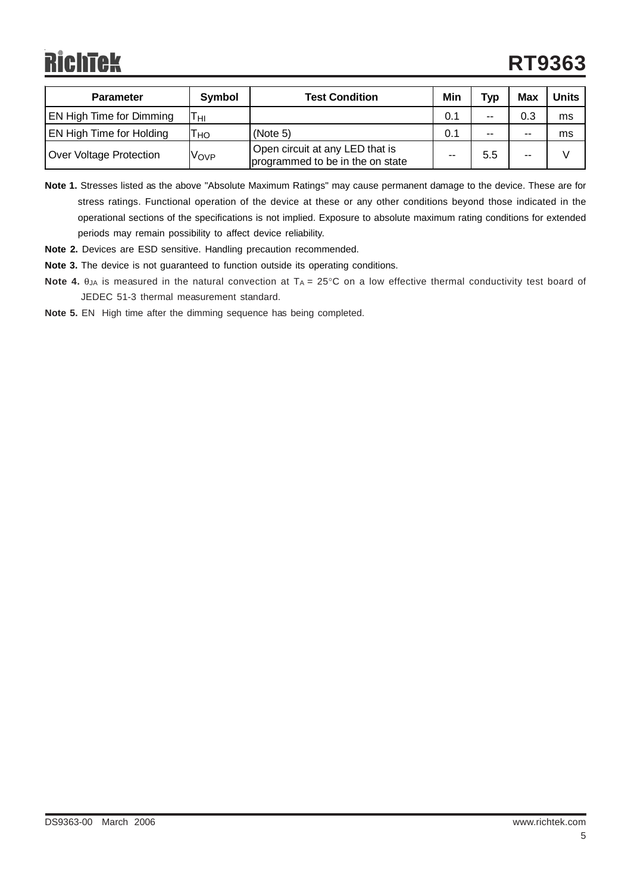| Parameter | Symbol | Test Condition | Min | Typ | Max | Units |
|---|---|---|---|---|---|---|
| EN High Time for Dimming | $T_{HI}$ | | 0.1 | -- | 0.3 | ms |
| EN High Time for Holding | $T_{HO}$ | (Note 5) | 0.1 | -- | -- | ms |
| Over Voltage Protection | $V_{OVP}$ | Open circuit at any LED that is programmed to be in the on state | -- | 5.5 | -- | V |

**Note 1.** Stresses listed as the above "Absolute Maximum Ratings" may cause permanent damage to the device. These are for stress ratings. Functional operation of the device at these or any other conditions beyond those indicated in the operational sections of the specifications is not implied. Exposure to absolute maximum rating conditions for extended periods may remain possibility to affect device reliability.

**Note 2.** Devices are ESD sensitive. Handling precaution recommended.

**Note 3.** The device is not guaranteed to function outside its operating conditions.

**Note 4.** $\theta_{JA}$ is measured in the natural convection at $T_A$ = 25°C on a low effective thermal conductivity test board of JEDEC 51-3 thermal measurement standard.

**Note 5.** EN High time after the dimming sequence has being completed.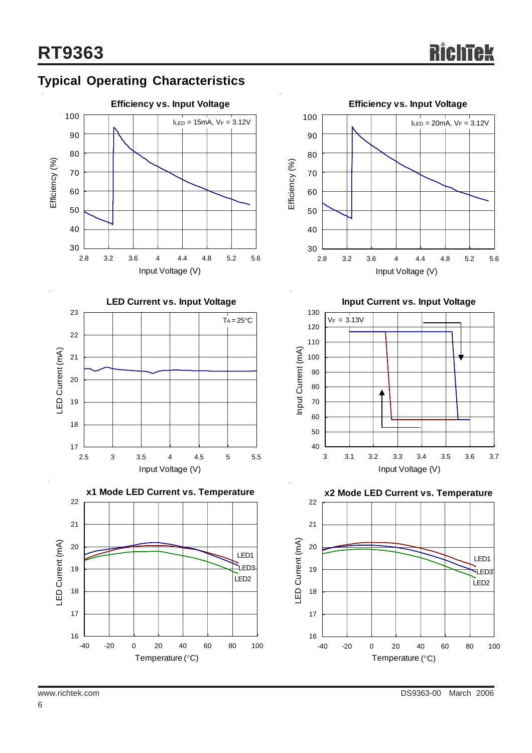## Typical Operating Characteristics

**Efficiency vs. Input Voltage**

$I_{LED}$ = 15mA, $V_F$ = 3.12V

Efficiency (%) vs. Input Voltage (V)

**Efficiency vs. Input Voltage**

$I_{LED}$ = 20mA, $V_F$ = 3.12V

Efficiency (%) vs. Input Voltage (V)

**LED Current vs. Input Voltage**

$T_A$ = 25°C

LED Current (mA) vs. Input Voltage (V)

**Input Current vs. Input Voltage**

$V_F$ = 3.13V

Input Current (mA) vs. Input Voltage (V)

**x1 Mode LED Current vs. Temperature**

LED1, LED3, LED2

LED Current (mA) vs. Temperature (°C)

**x2 Mode LED Current vs. Temperature**

LED1, LED3, LED2

LED Current (mA) vs. Temperature (°C)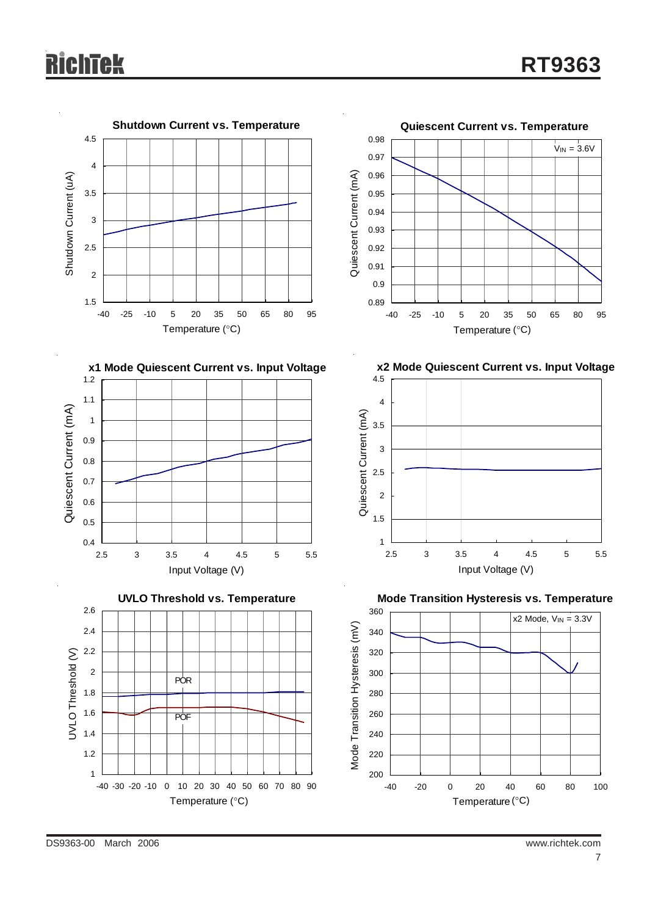**Shutdown Current vs. Temperature**

Shutdown Current (uA) vs. Temperature (°C)

**Quiescent Current vs. Temperature**

$V_{IN}$ = 3.6V

Quiescent Current (mA) vs. Temperature (°C)

**x1 Mode Quiescent Current vs. Input Voltage**

Quiescent Current (mA) vs. Input Voltage (V)

**x2 Mode Quiescent Current vs. Input Voltage**

Quiescent Current (mA) vs. Input Voltage (V)

**UVLO Threshold vs. Temperature**

POR

POF

UVLO Threshold (V) vs. Temperature (°C)

**Mode Transition Hysteresis vs. Temperature**

x2 Mode, $V_{IN}$ = 3.3V

Mode Transition Hysteresis (mV) vs. Temperature (°C)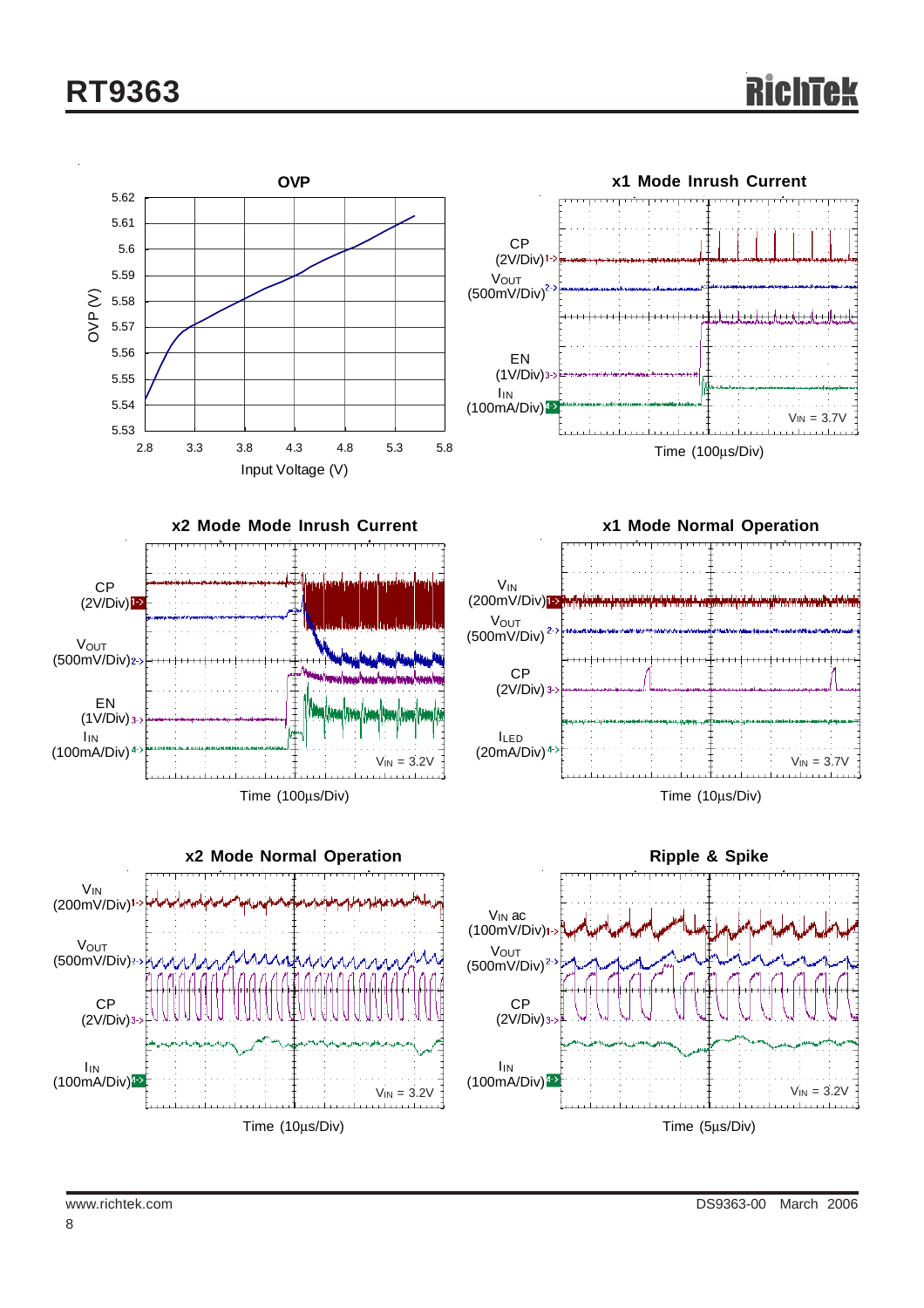**OVP**

OVP (V) vs Input Voltage (V)

Y-axis: 5.53, 5.54, 5.55, 5.56, 5.57, 5.58, 5.59, 5.6, 5.61, 5.62

X-axis: 2.8, 3.3, 3.8, 4.3, 4.8, 5.3, 5.8

**x1 Mode Inrush Current**

CP (2V/Div)
$V_{OUT}$ (500mV/Div)
EN (1V/Div)
$I_{IN}$ (100mA/Div)

$V_{IN}$ = 3.7V

Time (100μs/Div)

**x2 Mode Mode Inrush Current**

CP (2V/Div)
$V_{OUT}$ (500mV/Div)
EN (1V/Div)
$I_{IN}$ (100mA/Div)

$V_{IN}$ = 3.2V

Time (100μs/Div)

**x1 Mode Normal Operation**

$V_{IN}$ (200mV/Div)
$V_{OUT}$ (500mV/Div)
CP (2V/Div)
$I_{LED}$ (20mA/Div)

$V_{IN}$ = 3.7V

Time (10μs/Div)

**x2 Mode Normal Operation**

$V_{IN}$ (200mV/Div)
$V_{OUT}$ (500mV/Div)
CP (2V/Div)
$I_{IN}$ (100mA/Div)

$V_{IN}$ = 3.2V

Time (10μs/Div)

**Ripple & Spike**

$V_{IN}$ ac (100mV/Div)
$V_{OUT}$ (500mV/Div)
CP (2V/Div)
$I_{IN}$ (100mA/Div)

$V_{IN}$ = 3.2V

Time (5μs/Div)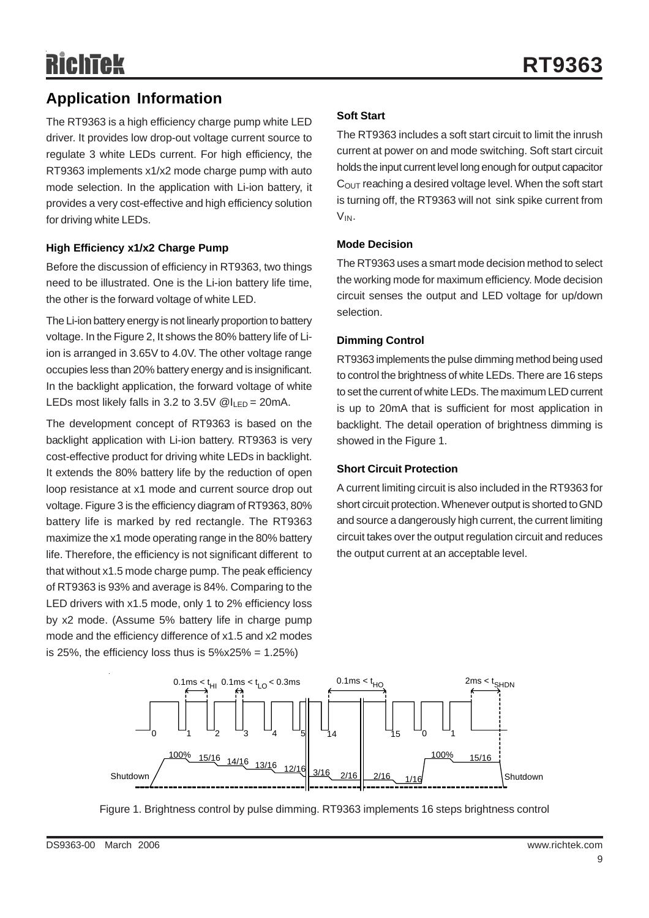## Application Information

The RT9363 is a high efficiency charge pump white LED driver. It provides low drop-out voltage current source to regulate 3 white LEDs current. For high efficiency, the RT9363 implements x1/x2 mode charge pump with auto mode selection. In the application with Li-ion battery, it provides a very cost-effective and high efficiency solution for driving white LEDs.

### High Efficiency x1/x2 Charge Pump

Before the discussion of efficiency in RT9363, two things need to be illustrated. One is the Li-ion battery life time, the other is the forward voltage of white LED.

The Li-ion battery energy is not linearly proportion to battery voltage. In the Figure 2, It shows the 80% battery life of Li-ion is arranged in 3.65V to 4.0V. The other voltage range occupies less than 20% battery energy and is insignificant. In the backlight application, the forward voltage of white LEDs most likely falls in 3.2 to 3.5V @$I_{LED}$ = 20mA.

The development concept of RT9363 is based on the backlight application with Li-ion battery. RT9363 is very cost-effective product for driving white LEDs in backlight. It extends the 80% battery life by the reduction of open loop resistance at x1 mode and current source drop out voltage. Figure 3 is the efficiency diagram of RT9363, 80% battery life is marked by red rectangle. The RT9363 maximize the x1 mode operating range in the 80% battery life. Therefore, the efficiency is not significant different to that without x1.5 mode charge pump. The peak efficiency of RT9363 is 93% and average is 84%. Comparing to the LED drivers with x1.5 mode, only 1 to 2% efficiency loss by x2 mode. (Assume 5% battery life in charge pump mode and the efficiency difference of x1.5 and x2 modes is 25%, the efficiency loss thus is 5%x25% = 1.25%)

### Soft Start

The RT9363 includes a soft start circuit to limit the inrush current at power on and mode switching. Soft start circuit holds the input current level long enough for output capacitor $C_{OUT}$ reaching a desired voltage level. When the soft start is turning off, the RT9363 will not sink spike current from $V_{IN}$.

### Mode Decision

The RT9363 uses a smart mode decision method to select the working mode for maximum efficiency. Mode decision circuit senses the output and LED voltage for up/down selection.

### Dimming Control

RT9363 implements the pulse dimming method being used to control the brightness of white LEDs. There are 16 steps to set the current of white LEDs. The maximum LED current is up to 20mA that is sufficient for most application in backlight. The detail operation of brightness dimming is showed in the Figure 1.

### Short Circuit Protection

A current limiting circuit is also included in the RT9363 for short circuit protection. Whenever output is shorted to GND and source a dangerously high current, the current limiting circuit takes over the output regulation circuit and reduces the output current at an acceptable level.

Figure 1. Brightness control by pulse dimming. RT9363 implements 16 steps brightness control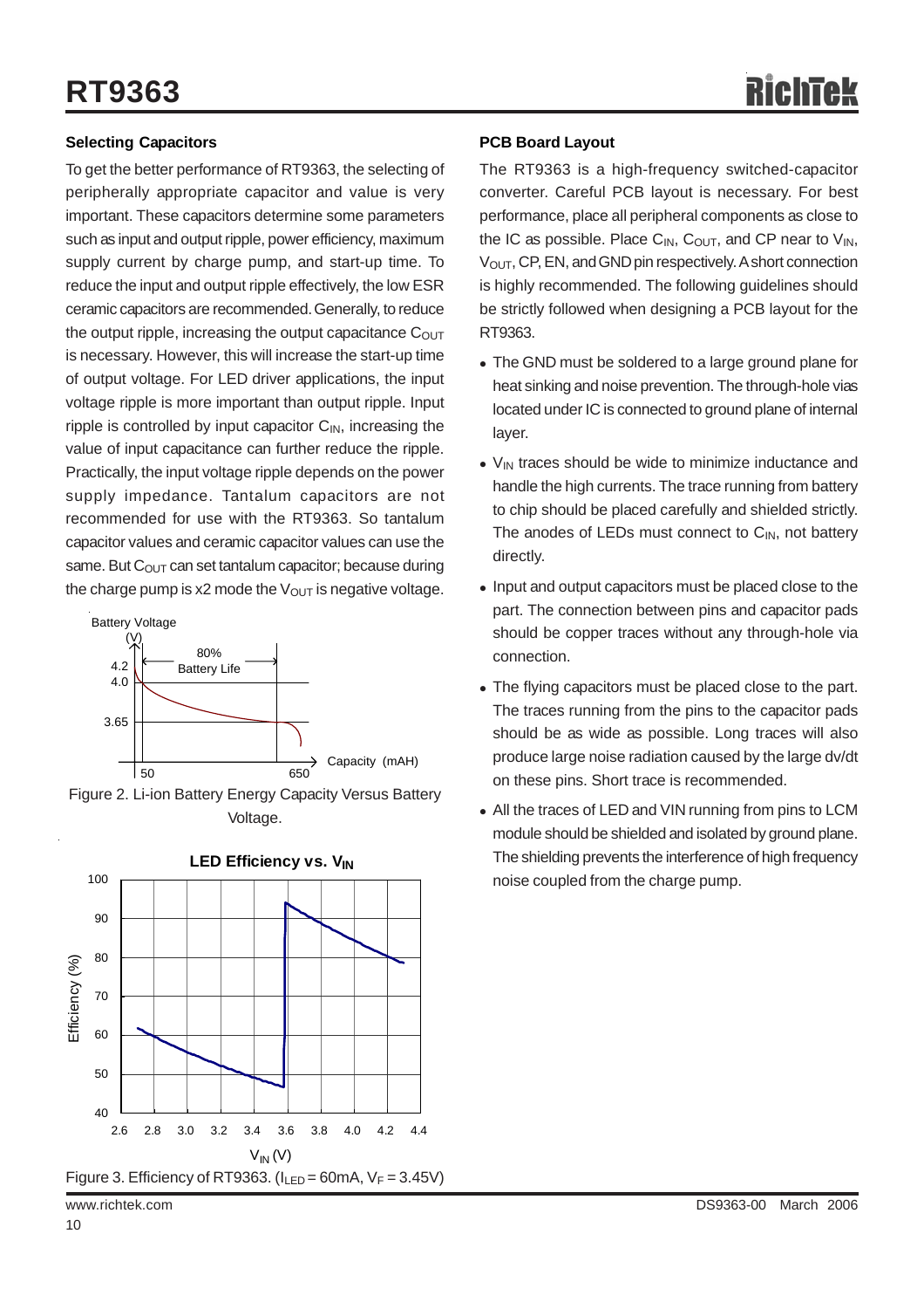### Selecting Capacitors

To get the better performance of RT9363, the selecting of peripherally appropriate capacitor and value is very important. These capacitors determine some parameters such as input and output ripple, power efficiency, maximum supply current by charge pump, and start-up time. To reduce the input and output ripple effectively, the low ESR ceramic capacitors are recommended. Generally, to reduce the output ripple, increasing the output capacitance $C_{OUT}$ is necessary. However, this will increase the start-up time of output voltage. For LED driver applications, the input voltage ripple is more important than output ripple. Input ripple is controlled by input capacitor $C_{IN}$, increasing the value of input capacitance can further reduce the ripple. Practically, the input voltage ripple depends on the power supply impedance. Tantalum capacitors are not recommended for use with the RT9363. So tantalum capacitor values and ceramic capacitor values can use the same. But $C_{OUT}$ can set tantalum capacitor; because during the charge pump is x2 mode the $V_{OUT}$ is negative voltage.

Figure 2. Li-ion Battery Energy Capacity Versus Battery Voltage.

Figure 3. Efficiency of RT9363. ($I_{LED}$ = 60mA, $V_F$ = 3.45V)

### PCB Board Layout

The RT9363 is a high-frequency switched-capacitor converter. Careful PCB layout is necessary. For best performance, place all peripheral components as close to the IC as possible. Place $C_{IN}$, $C_{OUT}$, and CP near to $V_{IN}$, $V_{OUT}$, CP, EN, and GND pin respectively. A short connection is highly recommended. The following guidelines should be strictly followed when designing a PCB layout for the RT9363.

- The GND must be soldered to a large ground plane for heat sinking and noise prevention. The through-hole vias located under IC is connected to ground plane of internal layer.
- $V_{IN}$ traces should be wide to minimize inductance and handle the high currents. The trace running from battery to chip should be placed carefully and shielded strictly. The anodes of LEDs must connect to $C_{IN}$, not battery directly.
- Input and output capacitors must be placed close to the part. The connection between pins and capacitor pads should be copper traces without any through-hole via connection.
- The flying capacitors must be placed close to the part. The traces running from the pins to the capacitor pads should be as wide as possible. Long traces will also produce large noise radiation caused by the large dv/dt on these pins. Short trace is recommended.
- All the traces of LED and VIN running from pins to LCM module should be shielded and isolated by ground plane. The shielding prevents the interference of high frequency noise coupled from the charge pump.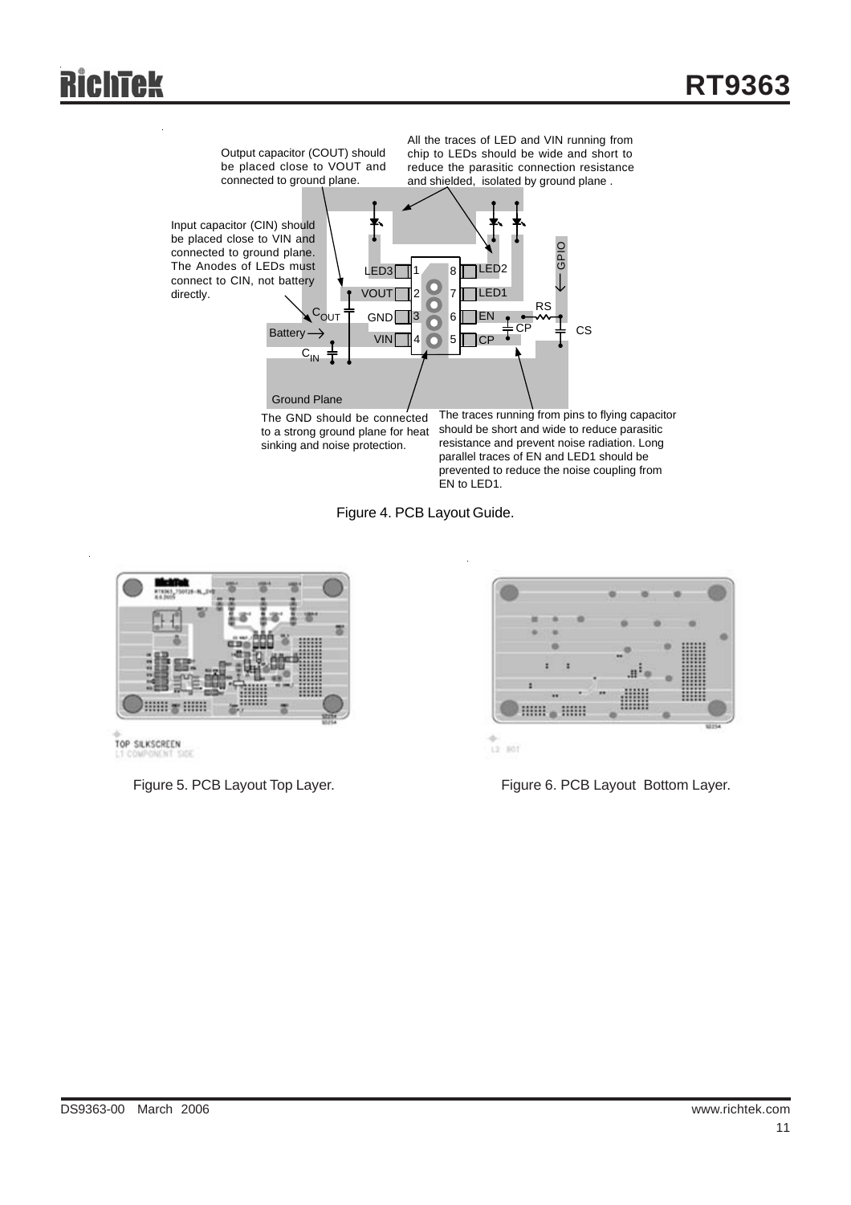Output capacitor (COUT) should be placed close to VOUT and connected to ground plane.

All the traces of LED and VIN running from chip to LEDs should be wide and short to reduce the parasitic connection resistance and shielded, isolated by ground plane .

Input capacitor (CIN) should be placed close to VIN and connected to ground plane. The Anodes of LEDs must connect to CIN, not battery directly.

The GND should be connected to a strong ground plane for heat sinking and noise protection.

The traces running from pins to flying capacitor should be short and wide to reduce parasitic resistance and prevent noise radiation. Long parallel traces of EN and LED1 should be prevented to reduce the noise coupling from EN to LED1.

Figure 4. PCB Layout Guide.

Figure 5. PCB Layout Top Layer.

Figure 6. PCB Layout Bottom Layer.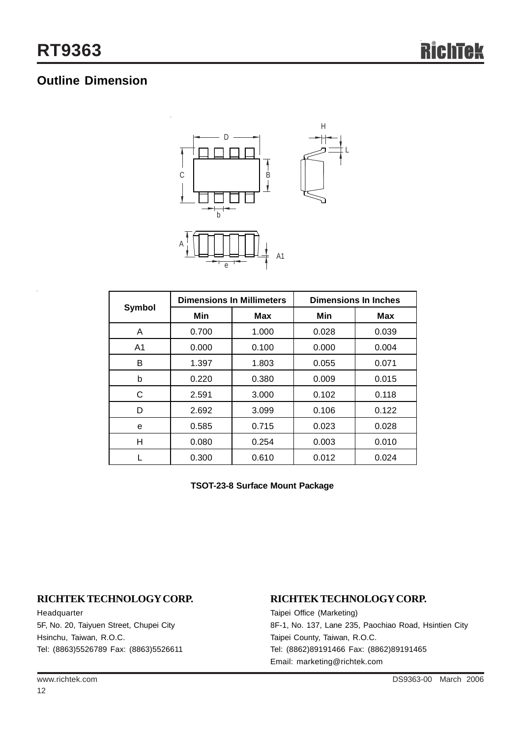## Outline Dimension

H

D

L

C

B

b

A

A1

e

| Symbol | Dimensions In Millimeters | | Dimensions In Inches | |
|---|---|---|---|---|
| | Min | Max | Min | Max |
| A | 0.700 | 1.000 | 0.028 | 0.039 |
| A1 | 0.000 | 0.100 | 0.000 | 0.004 |
| B | 1.397 | 1.803 | 0.055 | 0.071 |
| b | 0.220 | 0.380 | 0.009 | 0.015 |
| C | 2.591 | 3.000 | 0.102 | 0.118 |
| D | 2.692 | 3.099 | 0.106 | 0.122 |
| e | 0.585 | 0.715 | 0.023 | 0.028 |
| H | 0.080 | 0.254 | 0.003 | 0.010 |
| L | 0.300 | 0.610 | 0.012 | 0.024 |

**TSOT-23-8 Surface Mount Package**

**RICHTEK TECHNOLOGY CORP.**

Headquarter
5F, No. 20, Taiyuen Street, Chupei City
Hsinchu, Taiwan, R.O.C.
Tel: (8863)5526789 Fax: (8863)5526611

**RICHTEK TECHNOLOGY CORP.**

Taipei Office (Marketing)
8F-1, No. 137, Lane 235, Paochiao Road, Hsintien City
Taipei County, Taiwan, R.O.C.
Tel: (8862)89191466 Fax: (8862)89191465
Email: marketing@richtek.com